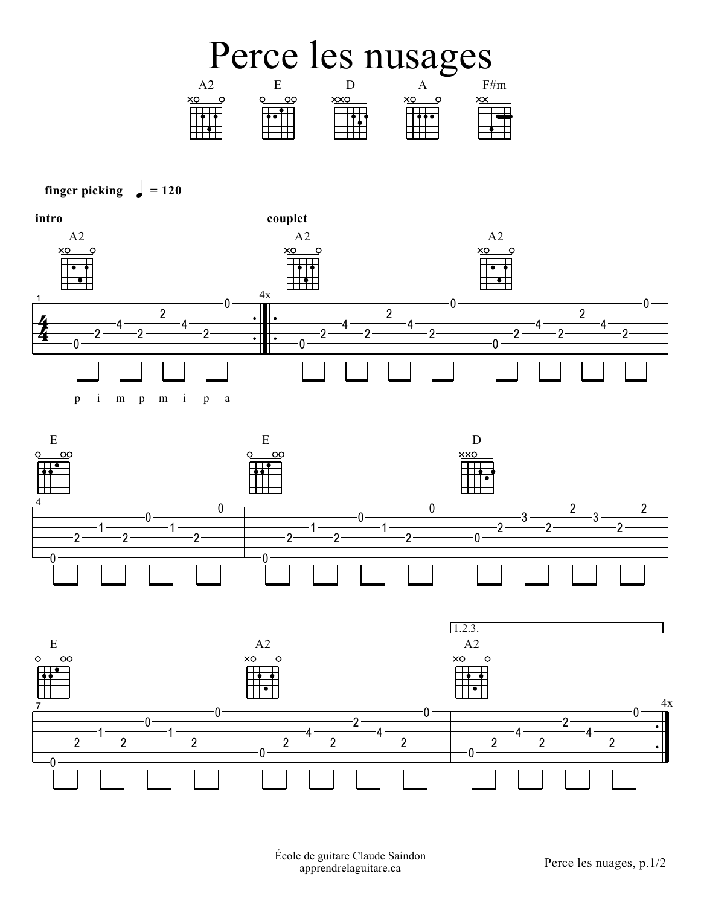# Perce les nusages

A2 E D A F#m

**finger picking** ♩ = 120

**intro**

A2

p i m p m i p a

**couplet**

4x

A2 A2

E E D

E A2

1.2.3.

A2

4x

École de guitare Claude Saindon
apprendrelaguitare.ca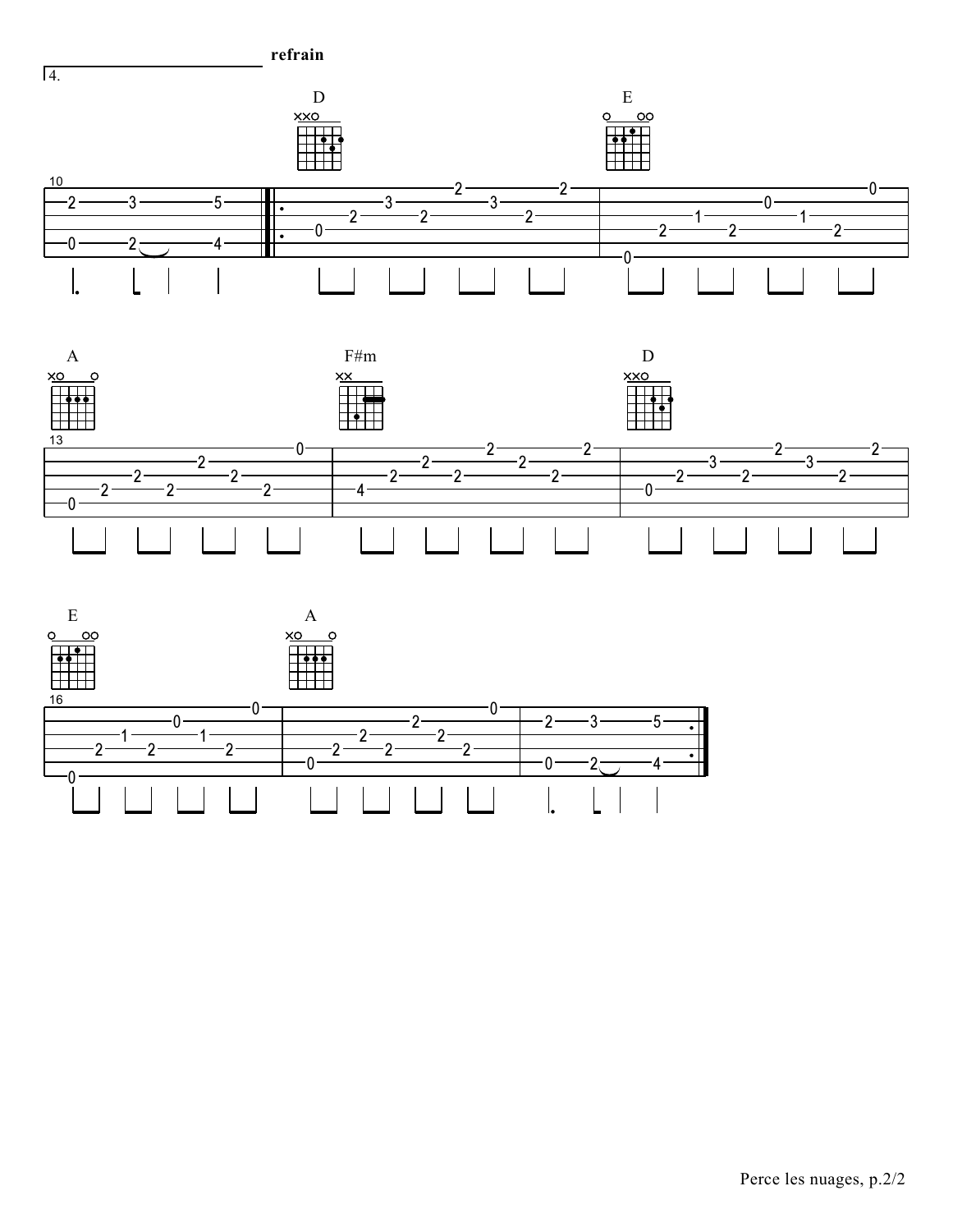4.

**refrain**

D E

A F#m D

E A